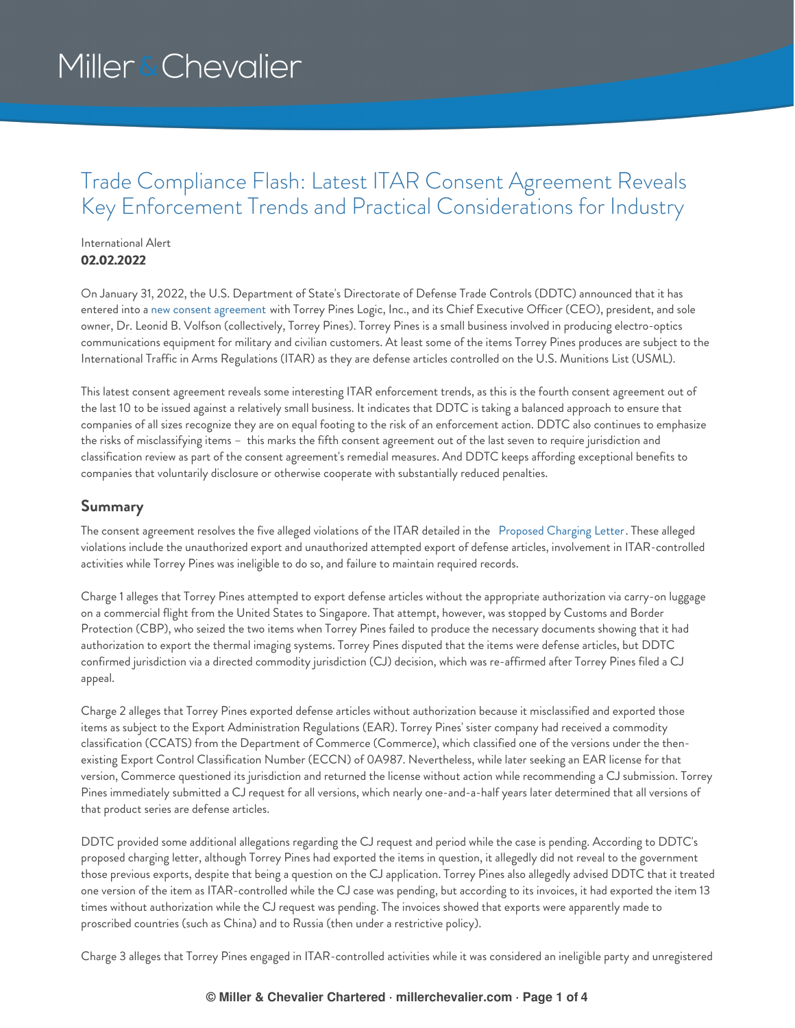# Trade Compliance Flash: Latest ITAR Consent Agreement Reveals Key Enforcement Trends and Practical Considerations for Industry

International Alert
**02.02.2022**

On January 31, 2022, the U.S. Department of State's Directorate of Defense Trade Controls (DDTC) announced that it has entered into a new consent agreement with Torrey Pines Logic, Inc., and its Chief Executive Officer (CEO), president, and sole owner, Dr. Leonid B. Volfson (collectively, Torrey Pines). Torrey Pines is a small business involved in producing electro-optics communications equipment for military and civilian customers. At least some of the items Torrey Pines produces are subject to the International Traffic in Arms Regulations (ITAR) as they are defense articles controlled on the U.S. Munitions List (USML).

This latest consent agreement reveals some interesting ITAR enforcement trends, as this is the fourth consent agreement out of the last 10 to be issued against a relatively small business. It indicates that DDTC is taking a balanced approach to ensure that companies of all sizes recognize they are on equal footing to the risk of an enforcement action. DDTC also continues to emphasize the risks of misclassifying items – this marks the fifth consent agreement out of the last seven to require jurisdiction and classification review as part of the consent agreement's remedial measures. And DDTC keeps affording exceptional benefits to companies that voluntarily disclosure or otherwise cooperate with substantially reduced penalties.

## Summary

The consent agreement resolves the five alleged violations of the ITAR detailed in the Proposed Charging Letter. These alleged violations include the unauthorized export and unauthorized attempted export of defense articles, involvement in ITAR-controlled activities while Torrey Pines was ineligible to do so, and failure to maintain required records.

Charge 1 alleges that Torrey Pines attempted to export defense articles without the appropriate authorization via carry-on luggage on a commercial flight from the United States to Singapore. That attempt, however, was stopped by Customs and Border Protection (CBP), who seized the two items when Torrey Pines failed to produce the necessary documents showing that it had authorization to export the thermal imaging systems. Torrey Pines disputed that the items were defense articles, but DDTC confirmed jurisdiction via a directed commodity jurisdiction (CJ) decision, which was re-affirmed after Torrey Pines filed a CJ appeal.

Charge 2 alleges that Torrey Pines exported defense articles without authorization because it misclassified and exported those items as subject to the Export Administration Regulations (EAR). Torrey Pines' sister company had received a commodity classification (CCATS) from the Department of Commerce (Commerce), which classified one of the versions under the then-existing Export Control Classification Number (ECCN) of 0A987. Nevertheless, while later seeking an EAR license for that version, Commerce questioned its jurisdiction and returned the license without action while recommending a CJ submission. Torrey Pines immediately submitted a CJ request for all versions, which nearly one-and-a-half years later determined that all versions of that product series are defense articles.

DDTC provided some additional allegations regarding the CJ request and period while the case is pending. According to DDTC's proposed charging letter, although Torrey Pines had exported the items in question, it allegedly did not reveal to the government those previous exports, despite that being a question on the CJ application. Torrey Pines also allegedly advised DDTC that it treated one version of the item as ITAR-controlled while the CJ case was pending, but according to its invoices, it had exported the item 13 times without authorization while the CJ request was pending. The invoices showed that exports were apparently made to proscribed countries (such as China) and to Russia (then under a restrictive policy).

Charge 3 alleges that Torrey Pines engaged in ITAR-controlled activities while it was considered an ineligible party and unregistered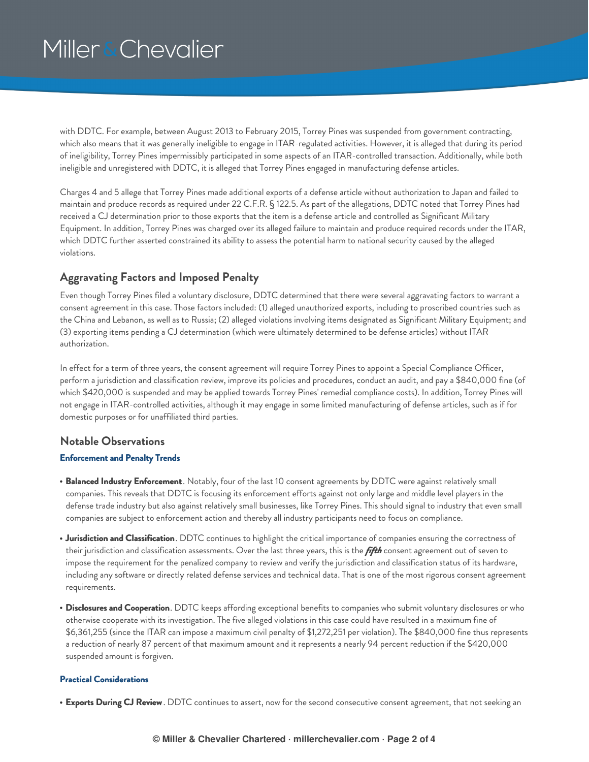with DDTC. For example, between August 2013 to February 2015, Torrey Pines was suspended from government contracting, which also means that it was generally ineligible to engage in ITAR-regulated activities. However, it is alleged that during its period of ineligibility, Torrey Pines impermissibly participated in some aspects of an ITAR-controlled transaction. Additionally, while both ineligible and unregistered with DDTC, it is alleged that Torrey Pines engaged in manufacturing defense articles.

Charges 4 and 5 allege that Torrey Pines made additional exports of a defense article without authorization to Japan and failed to maintain and produce records as required under 22 C.F.R. § 122.5. As part of the allegations, DDTC noted that Torrey Pines had received a CJ determination prior to those exports that the item is a defense article and controlled as Significant Military Equipment. In addition, Torrey Pines was charged over its alleged failure to maintain and produce required records under the ITAR, which DDTC further asserted constrained its ability to assess the potential harm to national security caused by the alleged violations.

## Aggravating Factors and Imposed Penalty

Even though Torrey Pines filed a voluntary disclosure, DDTC determined that there were several aggravating factors to warrant a consent agreement in this case. Those factors included: (1) alleged unauthorized exports, including to proscribed countries such as the China and Lebanon, as well as to Russia; (2) alleged violations involving items designated as Significant Military Equipment; and (3) exporting items pending a CJ determination (which were ultimately determined to be defense articles) without ITAR authorization.

In effect for a term of three years, the consent agreement will require Torrey Pines to appoint a Special Compliance Officer, perform a jurisdiction and classification review, improve its policies and procedures, conduct an audit, and pay a $840,000 fine (of which $420,000 is suspended and may be applied towards Torrey Pines' remedial compliance costs). In addition, Torrey Pines will not engage in ITAR-controlled activities, although it may engage in some limited manufacturing of defense articles, such as if for domestic purposes or for unaffiliated third parties.

## Notable Observations

### Enforcement and Penalty Trends

- **Balanced Industry Enforcement**. Notably, four of the last 10 consent agreements by DDTC were against relatively small companies. This reveals that DDTC is focusing its enforcement efforts against not only large and middle level players in the defense trade industry but also against relatively small businesses, like Torrey Pines. This should signal to industry that even small companies are subject to enforcement action and thereby all industry participants need to focus on compliance.
- **Jurisdiction and Classification**. DDTC continues to highlight the critical importance of companies ensuring the correctness of their jurisdiction and classification assessments. Over the last three years, this is the ***fifth*** consent agreement out of seven to impose the requirement for the penalized company to review and verify the jurisdiction and classification status of its hardware, including any software or directly related defense services and technical data. That is one of the most rigorous consent agreement requirements.
- **Disclosures and Cooperation**. DDTC keeps affording exceptional benefits to companies who submit voluntary disclosures or who otherwise cooperate with its investigation. The five alleged violations in this case could have resulted in a maximum fine of $6,361,255 (since the ITAR can impose a maximum civil penalty of $1,272,251 per violation). The $840,000 fine thus represents a reduction of nearly 87 percent of that maximum amount and it represents a nearly 94 percent reduction if the $420,000 suspended amount is forgiven.

### Practical Considerations

- **Exports During CJ Review**. DDTC continues to assert, now for the second consecutive consent agreement, that not seeking an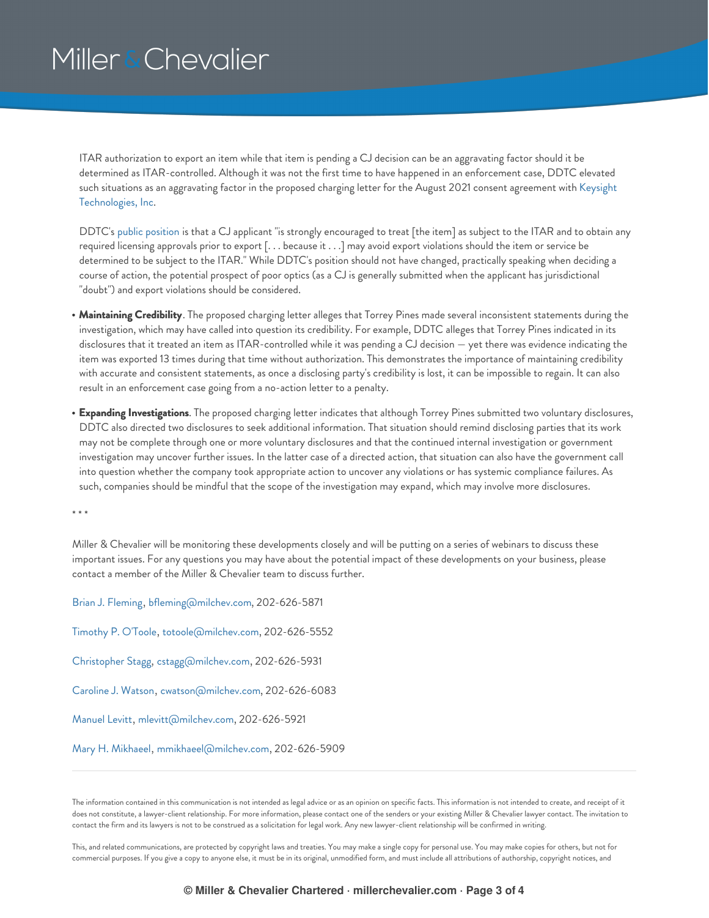ITAR authorization to export an item while that item is pending a CJ decision can be an aggravating factor should it be determined as ITAR-controlled. Although it was not the first time to have happened in an enforcement case, DDTC elevated such situations as an aggravating factor in the proposed charging letter for the August 2021 consent agreement with Keysight Technologies, Inc.

DDTC's public position is that a CJ applicant "is strongly encouraged to treat [the item] as subject to the ITAR and to obtain any required licensing approvals prior to export [. . . because it . . .] may avoid export violations should the item or service be determined to be subject to the ITAR." While DDTC's position should not have changed, practically speaking when deciding a course of action, the potential prospect of poor optics (as a CJ is generally submitted when the applicant has jurisdictional "doubt") and export violations should be considered.

- **Maintaining Credibility**. The proposed charging letter alleges that Torrey Pines made several inconsistent statements during the investigation, which may have called into question its credibility. For example, DDTC alleges that Torrey Pines indicated in its disclosures that it treated an item as ITAR-controlled while it was pending a CJ decision — yet there was evidence indicating the item was exported 13 times during that time without authorization. This demonstrates the importance of maintaining credibility with accurate and consistent statements, as once a disclosing party's credibility is lost, it can be impossible to regain. It can also result in an enforcement case going from a no-action letter to a penalty.
- **Expanding Investigations**. The proposed charging letter indicates that although Torrey Pines submitted two voluntary disclosures, DDTC also directed two disclosures to seek additional information. That situation should remind disclosing parties that its work may not be complete through one or more voluntary disclosures and that the continued internal investigation or government investigation may uncover further issues. In the latter case of a directed action, that situation can also have the government call into question whether the company took appropriate action to uncover any violations or has systemic compliance failures. As such, companies should be mindful that the scope of the investigation may expand, which may involve more disclosures.

* * *

Miller & Chevalier will be monitoring these developments closely and will be putting on a series of webinars to discuss these important issues. For any questions you may have about the potential impact of these developments on your business, please contact a member of the Miller & Chevalier team to discuss further.

Brian J. Fleming, bfleming@milchev.com, 202-626-5871

Timothy P. O'Toole, totoole@milchev.com, 202-626-5552

Christopher Stagg, cstagg@milchev.com, 202-626-5931

Caroline J. Watson, cwatson@milchev.com, 202-626-6083

Manuel Levitt, mlevitt@milchev.com, 202-626-5921

Mary H. Mikhaeel, mmikhaeel@milchev.com, 202-626-5909

---

The information contained in this communication is not intended as legal advice or as an opinion on specific facts. This information is not intended to create, and receipt of it does not constitute, a lawyer-client relationship. For more information, please contact one of the senders or your existing Miller & Chevalier lawyer contact. The invitation to contact the firm and its lawyers is not to be construed as a solicitation for legal work. Any new lawyer-client relationship will be confirmed in writing.

This, and related communications, are protected by copyright laws and treaties. You may make a single copy for personal use. You may make copies for others, but not for commercial purposes. If you give a copy to anyone else, it must be in its original, unmodified form, and must include all attributions of authorship, copyright notices, and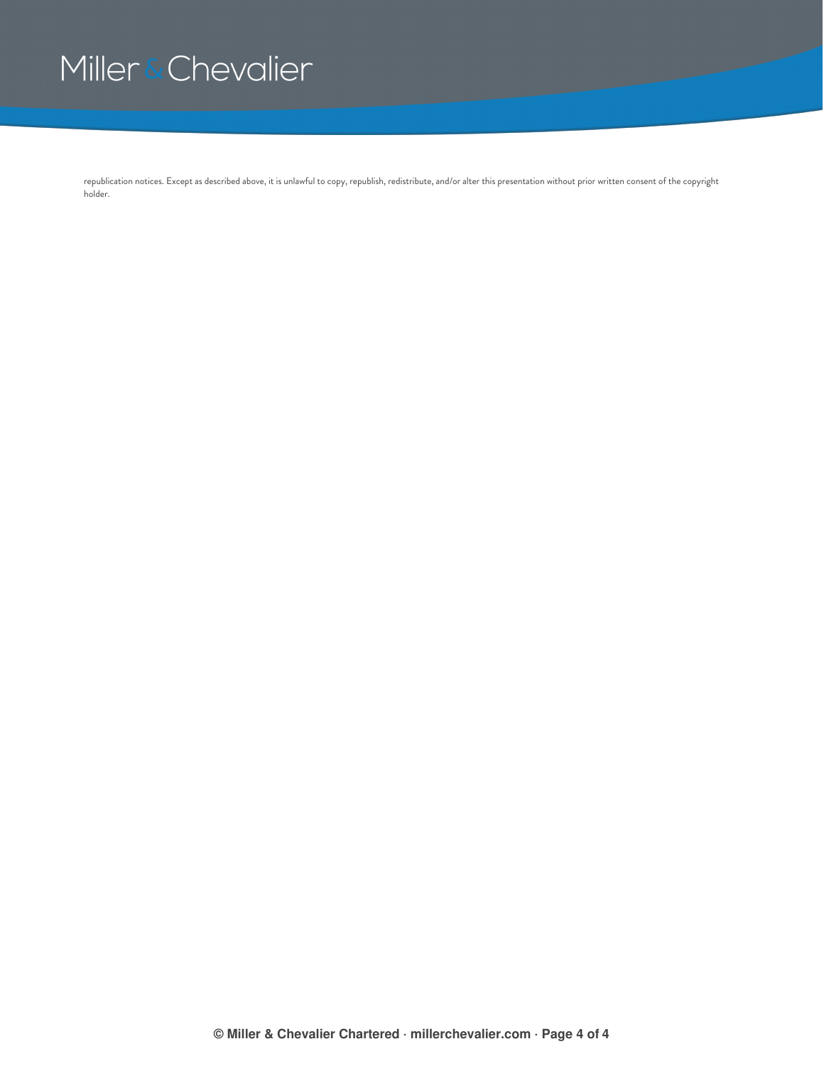republication notices. Except as described above, it is unlawful to copy, republish, redistribute, and/or alter this presentation without prior written consent of the copyright holder.